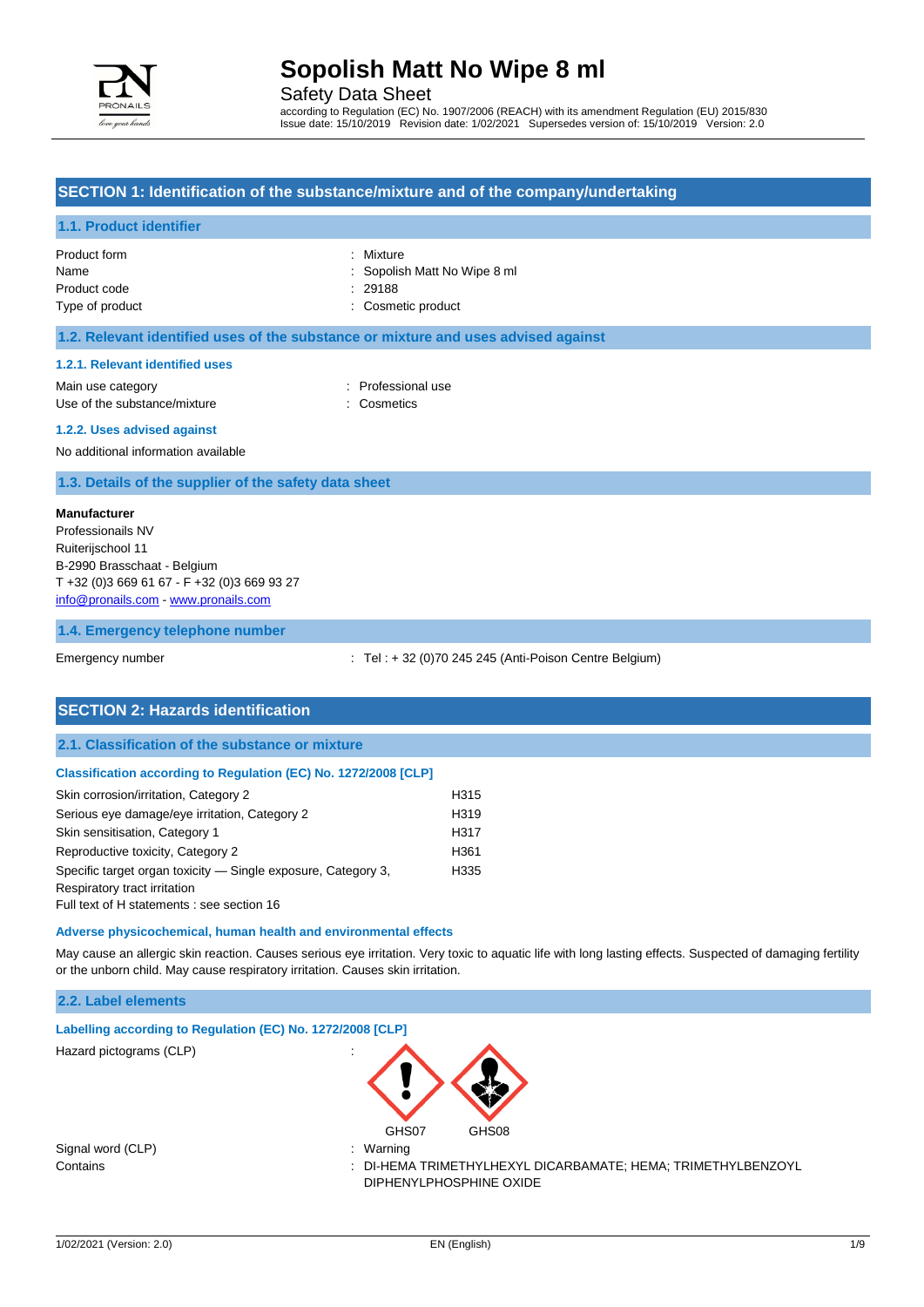# Sopolish Matt No Wipe 8 ml

Safety Data Sheet

according to Regulation (EC) No. 1907/2006 (REACH) with its amendment Regulation (EU) 2015/830
Issue date: 15/10/2019 Revision date: 1/02/2021 Supersedes version of: 15/10/2019 Version: 2.0

## SECTION 1: Identification of the substance/mixture and of the company/undertaking

### 1.1. Product identifier

| | |
|---|---|
| Product form | : Mixture |
| Name | : Sopolish Matt No Wipe 8 ml |
| Product code | : 29188 |
| Type of product | : Cosmetic product |

### 1.2. Relevant identified uses of the substance or mixture and uses advised against

#### 1.2.1. Relevant identified uses

| | |
|---|---|
| Main use category | : Professional use |
| Use of the substance/mixture | : Cosmetics |

#### 1.2.2. Uses advised against

No additional information available

### 1.3. Details of the supplier of the safety data sheet

**Manufacturer**
Professionails NV
Ruiterijschool 11
B-2990 Brasschaat - Belgium
T +32 (0)3 669 61 67 - F +32 (0)3 669 93 27
info@pronails.com - www.pronails.com

### 1.4. Emergency telephone number

| | |
|---|---|
| Emergency number | : Tel : + 32 (0)70 245 245 (Anti-Poison Centre Belgium) |

## SECTION 2: Hazards identification

### 2.1. Classification of the substance or mixture

**Classification according to Regulation (EC) No. 1272/2008 [CLP]**

| | |
|---|---|
| Skin corrosion/irritation, Category 2 | H315 |
| Serious eye damage/eye irritation, Category 2 | H319 |
| Skin sensitisation, Category 1 | H317 |
| Reproductive toxicity, Category 2 | H361 |
| Specific target organ toxicity — Single exposure, Category 3, Respiratory tract irritation | H335 |

Full text of H statements : see section 16

**Adverse physicochemical, human health and environmental effects**

May cause an allergic skin reaction. Causes serious eye irritation. Very toxic to aquatic life with long lasting effects. Suspected of damaging fertility or the unborn child. May cause respiratory irritation. Causes skin irritation.

### 2.2. Label elements

**Labelling according to Regulation (EC) No. 1272/2008 [CLP]**

| | |
|---|---|
| Hazard pictograms (CLP) | : GHS07 GHS08 |
| Signal word (CLP) | : Warning |
| Contains | : DI-HEMA TRIMETHYLHEXYL DICARBAMATE; HEMA; TRIMETHYLBENZOYL DIPHENYLPHOSPHINE OXIDE |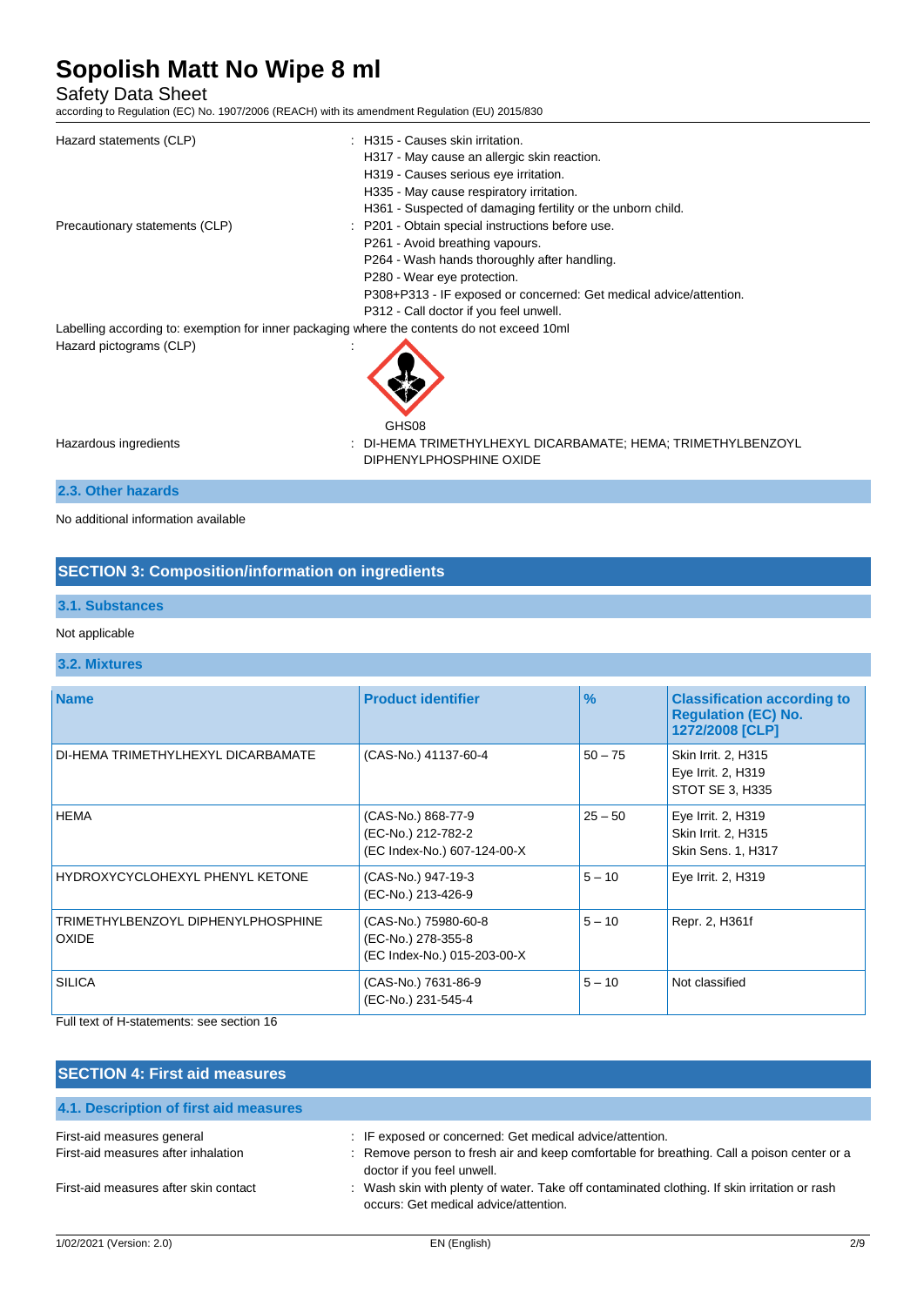Hazard statements (CLP) : H315 - Causes skin irritation.
H317 - May cause an allergic skin reaction.
H319 - Causes serious eye irritation.
H335 - May cause respiratory irritation.
H361 - Suspected of damaging fertility or the unborn child.

Precautionary statements (CLP) : P201 - Obtain special instructions before use.
P261 - Avoid breathing vapours.
P264 - Wash hands thoroughly after handling.
P280 - Wear eye protection.
P308+P313 - IF exposed or concerned: Get medical advice/attention.
P312 - Call doctor if you feel unwell.

Labelling according to: exemption for inner packaging where the contents do not exceed 10ml

Hazard pictograms (CLP) :

GHS08

Hazardous ingredients : DI-HEMA TRIMETHYLHEXYL DICARBAMATE; HEMA; TRIMETHYLBENZOYL DIPHENYLPHOSPHINE OXIDE

### 2.3. Other hazards

No additional information available

## SECTION 3: Composition/information on ingredients

### 3.1. Substances

Not applicable

### 3.2. Mixtures

| Name | Product identifier | % | Classification according to Regulation (EC) No. 1272/2008 [CLP] |
|---|---|---|---|
| DI-HEMA TRIMETHYLHEXYL DICARBAMATE | (CAS-No.) 41137-60-4 | 50 – 75 | Skin Irrit. 2, H315<br>Eye Irrit. 2, H319<br>STOT SE 3, H335 |
| HEMA | (CAS-No.) 868-77-9<br>(EC-No.) 212-782-2<br>(EC Index-No.) 607-124-00-X | 25 – 50 | Eye Irrit. 2, H319<br>Skin Irrit. 2, H315<br>Skin Sens. 1, H317 |
| HYDROXYCYCLOHEXYL PHENYL KETONE | (CAS-No.) 947-19-3<br>(EC-No.) 213-426-9 | 5 – 10 | Eye Irrit. 2, H319 |
| TRIMETHYLBENZOYL DIPHENYLPHOSPHINE OXIDE | (CAS-No.) 75980-60-8<br>(EC-No.) 278-355-8<br>(EC Index-No.) 015-203-00-X | 5 – 10 | Repr. 2, H361f |
| SILICA | (CAS-No.) 7631-86-9<br>(EC-No.) 231-545-4 | 5 – 10 | Not classified |

Full text of H-statements: see section 16

## SECTION 4: First aid measures

### 4.1. Description of first aid measures

First-aid measures general : IF exposed or concerned: Get medical advice/attention.

First-aid measures after inhalation : Remove person to fresh air and keep comfortable for breathing. Call a poison center or a doctor if you feel unwell.

First-aid measures after skin contact : Wash skin with plenty of water. Take off contaminated clothing. If skin irritation or rash occurs: Get medical advice/attention.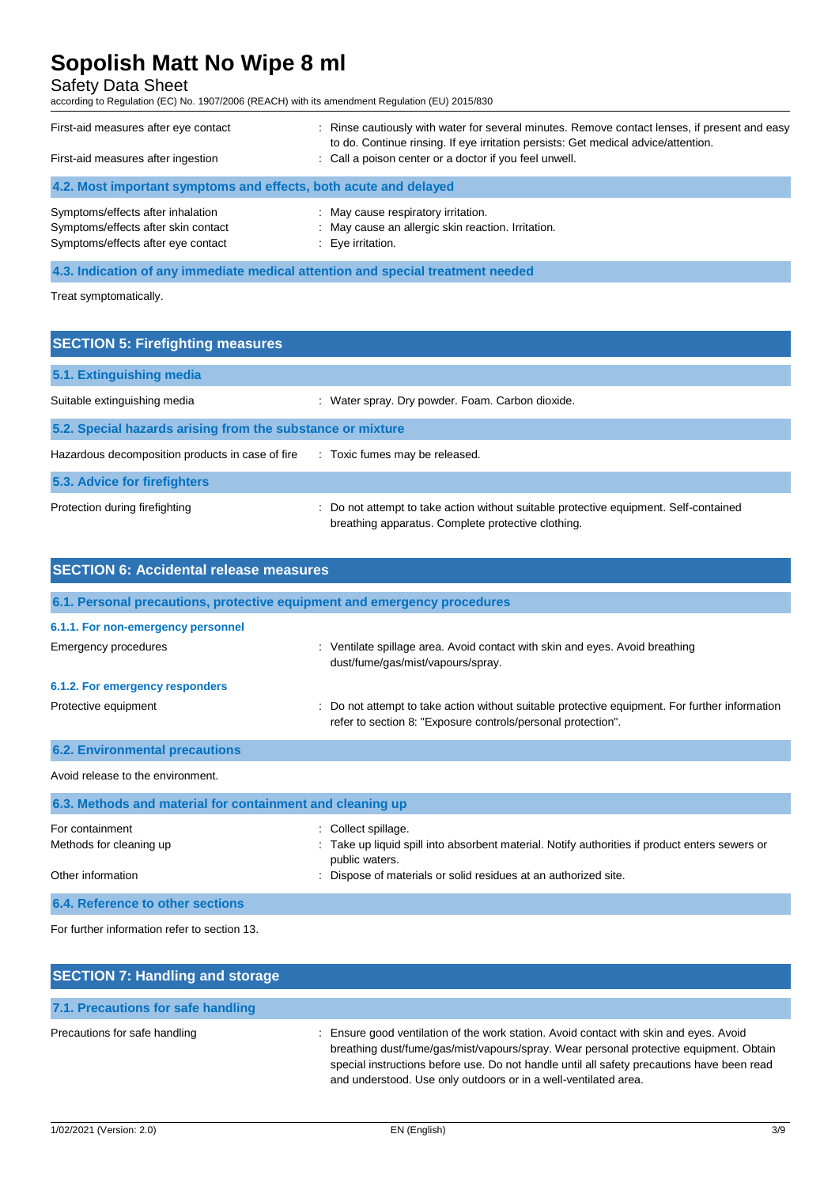| | |
|---|---|
| First-aid measures after eye contact | : Rinse cautiously with water for several minutes. Remove contact lenses, if present and easy to do. Continue rinsing. If eye irritation persists: Get medical advice/attention. |
| First-aid measures after ingestion | : Call a poison center or a doctor if you feel unwell. |

### 4.2. Most important symptoms and effects, both acute and delayed

| | |
|---|---|
| Symptoms/effects after inhalation | : May cause respiratory irritation. |
| Symptoms/effects after skin contact | : May cause an allergic skin reaction. Irritation. |
| Symptoms/effects after eye contact | : Eye irritation. |

### 4.3. Indication of any immediate medical attention and special treatment needed

Treat symptomatically.

## SECTION 5: Firefighting measures

### 5.1. Extinguishing media

| | |
|---|---|
| Suitable extinguishing media | : Water spray. Dry powder. Foam. Carbon dioxide. |

### 5.2. Special hazards arising from the substance or mixture

| | |
|---|---|
| Hazardous decomposition products in case of fire | : Toxic fumes may be released. |

### 5.3. Advice for firefighters

| | |
|---|---|
| Protection during firefighting | : Do not attempt to take action without suitable protective equipment. Self-contained breathing apparatus. Complete protective clothing. |

## SECTION 6: Accidental release measures

### 6.1. Personal precautions, protective equipment and emergency procedures

#### 6.1.1. For non-emergency personnel

| | |
|---|---|
| Emergency procedures | : Ventilate spillage area. Avoid contact with skin and eyes. Avoid breathing dust/fume/gas/mist/vapours/spray. |

#### 6.1.2. For emergency responders

| | |
|---|---|
| Protective equipment | : Do not attempt to take action without suitable protective equipment. For further information refer to section 8: "Exposure controls/personal protection". |

### 6.2. Environmental precautions

Avoid release to the environment.

### 6.3. Methods and material for containment and cleaning up

| | |
|---|---|
| For containment | : Collect spillage. |
| Methods for cleaning up | : Take up liquid spill into absorbent material. Notify authorities if product enters sewers or public waters. |
| Other information | : Dispose of materials or solid residues at an authorized site. |

### 6.4. Reference to other sections

For further information refer to section 13.

## SECTION 7: Handling and storage

### 7.1. Precautions for safe handling

| | |
|---|---|
| Precautions for safe handling | : Ensure good ventilation of the work station. Avoid contact with skin and eyes. Avoid breathing dust/fume/gas/mist/vapours/spray. Wear personal protective equipment. Obtain special instructions before use. Do not handle until all safety precautions have been read and understood. Use only outdoors or in a well-ventilated area. |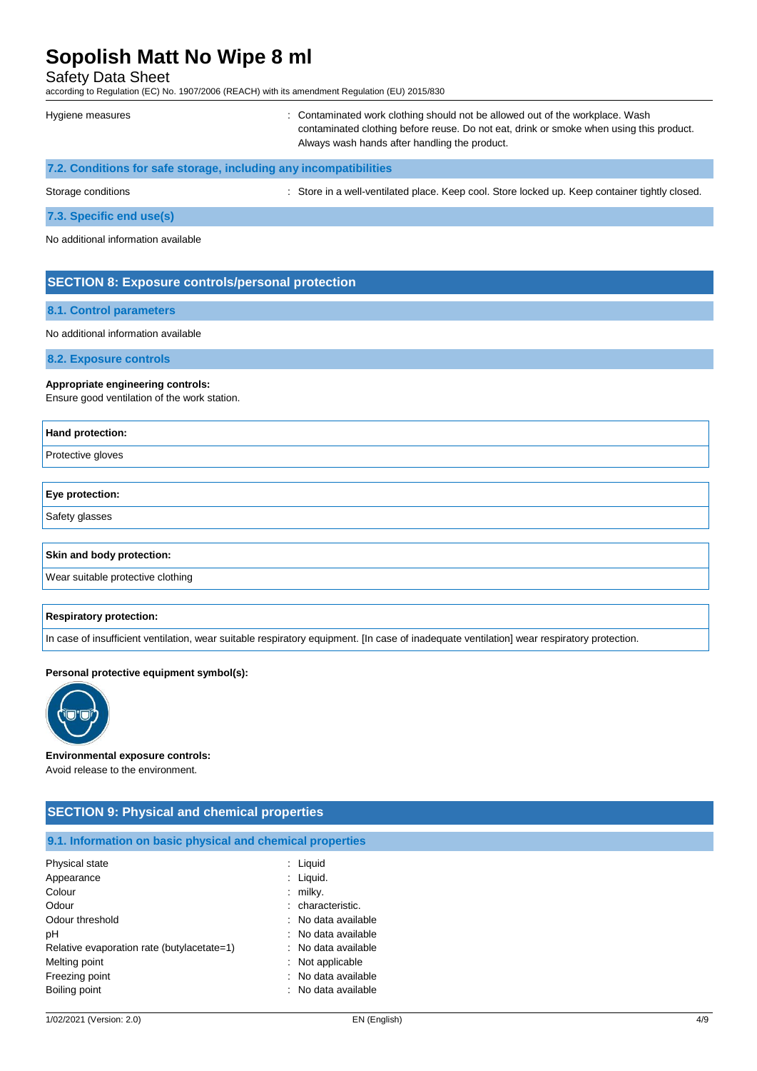| | |
|---|---|
| Hygiene measures | : Contaminated work clothing should not be allowed out of the workplace. Wash contaminated clothing before reuse. Do not eat, drink or smoke when using this product. Always wash hands after handling the product. |

### 7.2. Conditions for safe storage, including any incompatibilities

| | |
|---|---|
| Storage conditions | : Store in a well-ventilated place. Keep cool. Store locked up. Keep container tightly closed. |

### 7.3. Specific end use(s)

No additional information available

## SECTION 8: Exposure controls/personal protection

### 8.1. Control parameters

No additional information available

### 8.2. Exposure controls

**Appropriate engineering controls:**
Ensure good ventilation of the work station.

| Hand protection: |
|---|
| Protective gloves |

| Eye protection: |
|---|
| Safety glasses |

| Skin and body protection: |
|---|
| Wear suitable protective clothing |

| Respiratory protection: |
|---|
| In case of insufficient ventilation, wear suitable respiratory equipment. [In case of inadequate ventilation] wear respiratory protection. |

**Personal protective equipment symbol(s):**

**Environmental exposure controls:**
Avoid release to the environment.

## SECTION 9: Physical and chemical properties

### 9.1. Information on basic physical and chemical properties

| | |
|---|---|
| Physical state | : Liquid |
| Appearance | : Liquid. |
| Colour | : milky. |
| Odour | : characteristic. |
| Odour threshold | : No data available |
| pH | : No data available |
| Relative evaporation rate (butylacetate=1) | : No data available |
| Melting point | : Not applicable |
| Freezing point | : No data available |
| Boiling point | : No data available |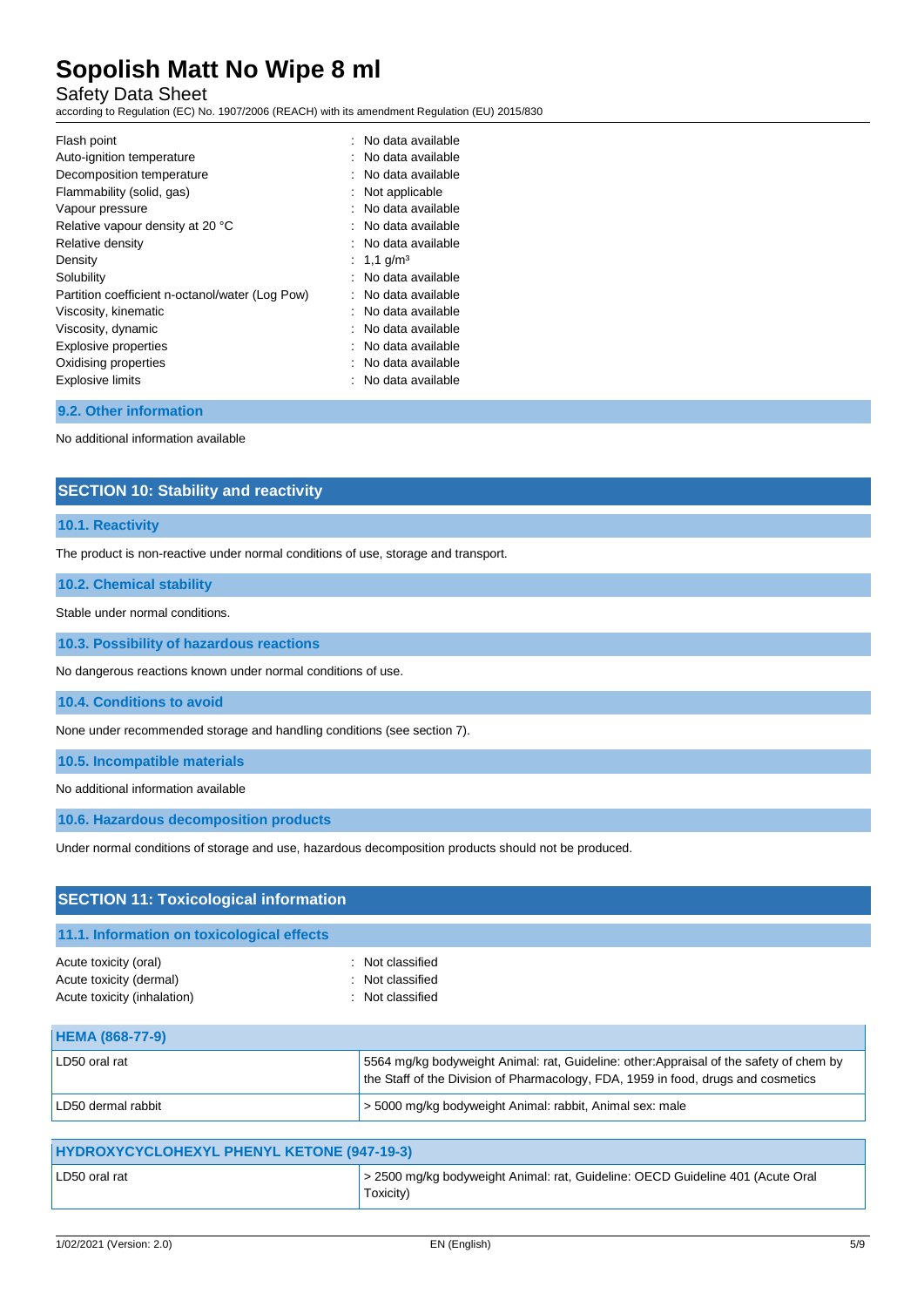| | |
|---|---|
| Flash point | : No data available |
| Auto-ignition temperature | : No data available |
| Decomposition temperature | : No data available |
| Flammability (solid, gas) | : Not applicable |
| Vapour pressure | : No data available |
| Relative vapour density at 20 °C | : No data available |
| Relative density | : No data available |
| Density | : 1,1 g/m³ |
| Solubility | : No data available |
| Partition coefficient n-octanol/water (Log Pow) | : No data available |
| Viscosity, kinematic | : No data available |
| Viscosity, dynamic | : No data available |
| Explosive properties | : No data available |
| Oxidising properties | : No data available |
| Explosive limits | : No data available |

### 9.2. Other information

No additional information available

## SECTION 10: Stability and reactivity

### 10.1. Reactivity

The product is non-reactive under normal conditions of use, storage and transport.

### 10.2. Chemical stability

Stable under normal conditions.

### 10.3. Possibility of hazardous reactions

No dangerous reactions known under normal conditions of use.

### 10.4. Conditions to avoid

None under recommended storage and handling conditions (see section 7).

### 10.5. Incompatible materials

No additional information available

### 10.6. Hazardous decomposition products

Under normal conditions of storage and use, hazardous decomposition products should not be produced.

## SECTION 11: Toxicological information

### 11.1. Information on toxicological effects

| | |
|---|---|
| Acute toxicity (oral) | : Not classified |
| Acute toxicity (dermal) | : Not classified |
| Acute toxicity (inhalation) | : Not classified |

| HEMA (868-77-9) | |
|---|---|
| LD50 oral rat | 5564 mg/kg bodyweight Animal: rat, Guideline: other:Appraisal of the safety of chem by the Staff of the Division of Pharmacology, FDA, 1959 in food, drugs and cosmetics |
| LD50 dermal rabbit | > 5000 mg/kg bodyweight Animal: rabbit, Animal sex: male |

| HYDROXYCYCLOHEXYL PHENYL KETONE (947-19-3) | |
|---|---|
| LD50 oral rat | > 2500 mg/kg bodyweight Animal: rat, Guideline: OECD Guideline 401 (Acute Oral Toxicity) |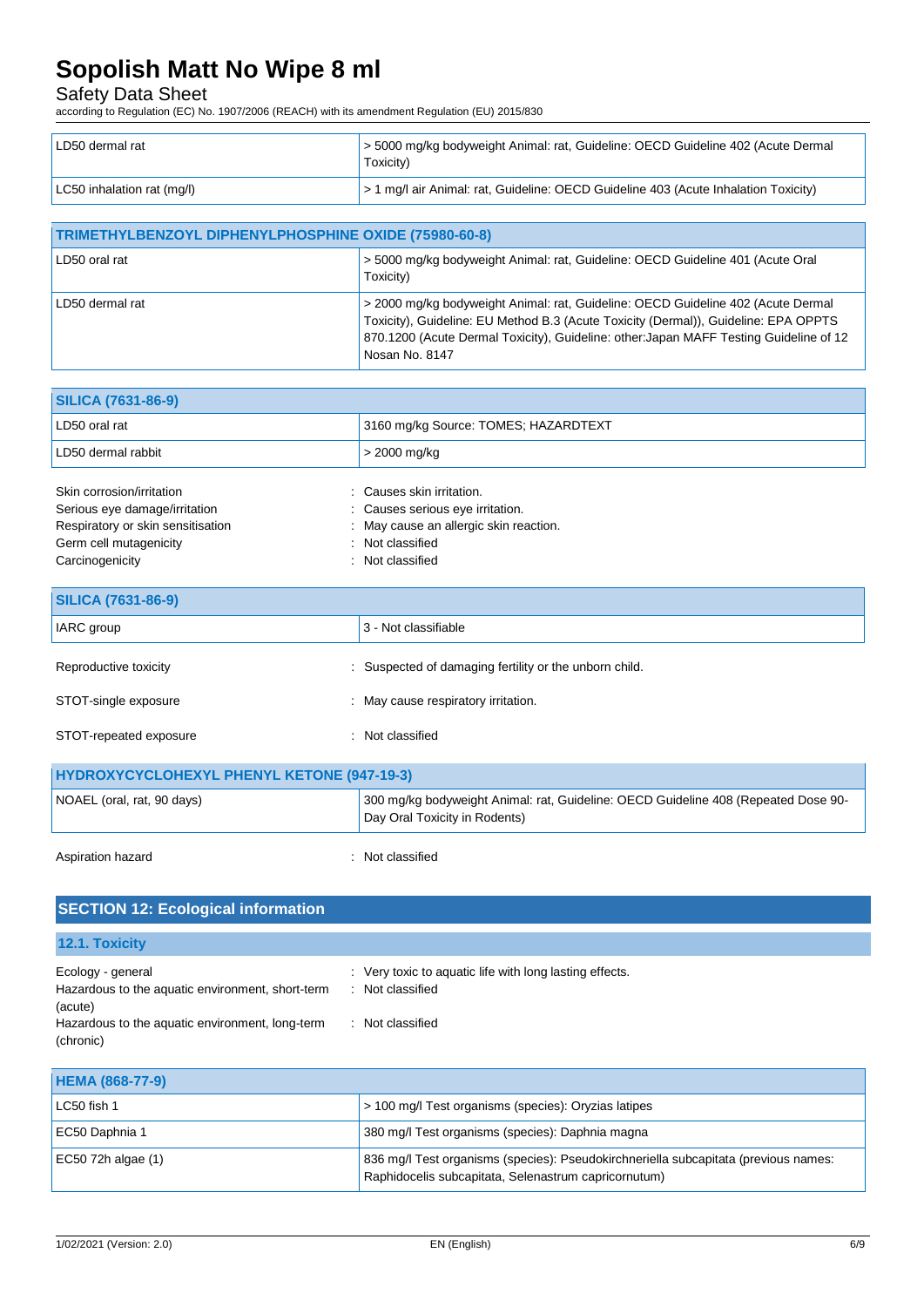| LD50 dermal rat | > 5000 mg/kg bodyweight Animal: rat, Guideline: OECD Guideline 402 (Acute Dermal Toxicity) |
|---|---|
| LC50 inhalation rat (mg/l) | > 1 mg/l air Animal: rat, Guideline: OECD Guideline 403 (Acute Inhalation Toxicity) |

| TRIMETHYLBENZOYL DIPHENYLPHOSPHINE OXIDE (75980-60-8) | |
|---|---|
| LD50 oral rat | > 5000 mg/kg bodyweight Animal: rat, Guideline: OECD Guideline 401 (Acute Oral Toxicity) |
| LD50 dermal rat | > 2000 mg/kg bodyweight Animal: rat, Guideline: OECD Guideline 402 (Acute Dermal Toxicity), Guideline: EU Method B.3 (Acute Toxicity (Dermal)), Guideline: EPA OPPTS 870.1200 (Acute Dermal Toxicity), Guideline: other:Japan MAFF Testing Guideline of 12 Nosan No. 8147 |

| SILICA (7631-86-9) | |
|---|---|
| LD50 oral rat | 3160 mg/kg Source: TOMES; HAZARDTEXT |
| LD50 dermal rabbit | > 2000 mg/kg |

Skin corrosion/irritation : Causes skin irritation.
Serious eye damage/irritation : Causes serious eye irritation.
Respiratory or skin sensitisation : May cause an allergic skin reaction.
Germ cell mutagenicity : Not classified
Carcinogenicity : Not classified

| SILICA (7631-86-9) | |
|---|---|
| IARC group | 3 - Not classifiable |

Reproductive toxicity : Suspected of damaging fertility or the unborn child.

STOT-single exposure : May cause respiratory irritation.

STOT-repeated exposure : Not classified

| HYDROXYCYCLOHEXYL PHENYL KETONE (947-19-3) | |
|---|---|
| NOAEL (oral, rat, 90 days) | 300 mg/kg bodyweight Animal: rat, Guideline: OECD Guideline 408 (Repeated Dose 90-Day Oral Toxicity in Rodents) |

Aspiration hazard : Not classified

## SECTION 12: Ecological information

### 12.1. Toxicity

Ecology - general : Very toxic to aquatic life with long lasting effects.
Hazardous to the aquatic environment, short-term (acute) : Not classified
Hazardous to the aquatic environment, long-term (chronic) : Not classified

| HEMA (868-77-9) | |
|---|---|
| LC50 fish 1 | > 100 mg/l Test organisms (species): Oryzias latipes |
| EC50 Daphnia 1 | 380 mg/l Test organisms (species): Daphnia magna |
| EC50 72h algae (1) | 836 mg/l Test organisms (species): Pseudokirchneriella subcapitata (previous names: Raphidocelis subcapitata, Selenastrum capricornutum) |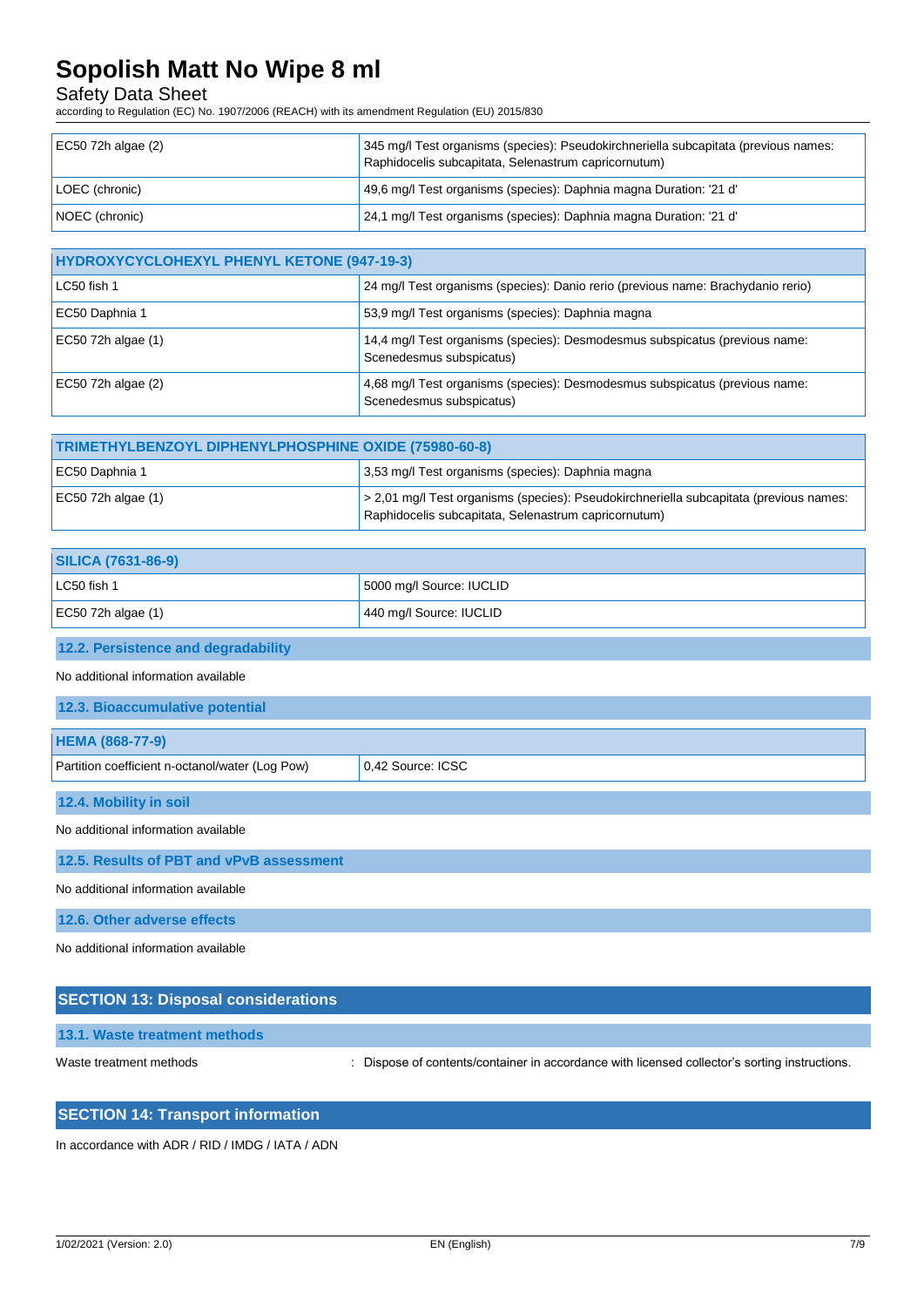| | |
|---|---|
| EC50 72h algae (2) | 345 mg/l Test organisms (species): Pseudokirchneriella subcapitata (previous names: Raphidocelis subcapitata, Selenastrum capricornutum) |
| LOEC (chronic) | 49,6 mg/l Test organisms (species): Daphnia magna Duration: '21 d' |
| NOEC (chronic) | 24,1 mg/l Test organisms (species): Daphnia magna Duration: '21 d' |

| HYDROXYCYCLOHEXYL PHENYL KETONE (947-19-3) | |
|---|---|
| LC50 fish 1 | 24 mg/l Test organisms (species): Danio rerio (previous name: Brachydanio rerio) |
| EC50 Daphnia 1 | 53,9 mg/l Test organisms (species): Daphnia magna |
| EC50 72h algae (1) | 14,4 mg/l Test organisms (species): Desmodesmus subspicatus (previous name: Scenedesmus subspicatus) |
| EC50 72h algae (2) | 4,68 mg/l Test organisms (species): Desmodesmus subspicatus (previous name: Scenedesmus subspicatus) |

| TRIMETHYLBENZOYL DIPHENYLPHOSPHINE OXIDE (75980-60-8) | |
|---|---|
| EC50 Daphnia 1 | 3,53 mg/l Test organisms (species): Daphnia magna |
| EC50 72h algae (1) | > 2,01 mg/l Test organisms (species): Pseudokirchneriella subcapitata (previous names: Raphidocelis subcapitata, Selenastrum capricornutum) |

| SILICA (7631-86-9) | |
|---|---|
| LC50 fish 1 | 5000 mg/l Source: IUCLID |
| EC50 72h algae (1) | 440 mg/l Source: IUCLID |

### 12.2. Persistence and degradability

No additional information available

### 12.3. Bioaccumulative potential

| HEMA (868-77-9) | |
|---|---|
| Partition coefficient n-octanol/water (Log Pow) | 0,42 Source: ICSC |

### 12.4. Mobility in soil

No additional information available

### 12.5. Results of PBT and vPvB assessment

No additional information available

### 12.6. Other adverse effects

No additional information available

## SECTION 13: Disposal considerations

### 13.1. Waste treatment methods

Waste treatment methods : Dispose of contents/container in accordance with licensed collector's sorting instructions.

## SECTION 14: Transport information

In accordance with ADR / RID / IMDG / IATA / ADN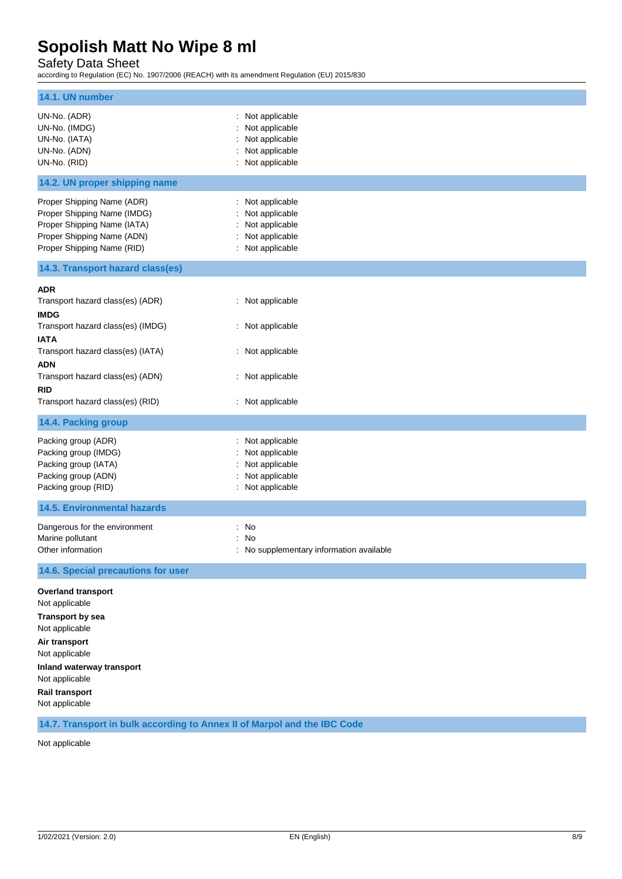### 14.1. UN number

| | |
|---|---|
| UN-No. (ADR) | : Not applicable |
| UN-No. (IMDG) | : Not applicable |
| UN-No. (IATA) | : Not applicable |
| UN-No. (ADN) | : Not applicable |
| UN-No. (RID) | : Not applicable |

### 14.2. UN proper shipping name

| | |
|---|---|
| Proper Shipping Name (ADR) | : Not applicable |
| Proper Shipping Name (IMDG) | : Not applicable |
| Proper Shipping Name (IATA) | : Not applicable |
| Proper Shipping Name (ADN) | : Not applicable |
| Proper Shipping Name (RID) | : Not applicable |

### 14.3. Transport hazard class(es)

**ADR**

Transport hazard class(es) (ADR) : Not applicable

**IMDG**

Transport hazard class(es) (IMDG) : Not applicable

**IATA**

Transport hazard class(es) (IATA) : Not applicable

**ADN**

Transport hazard class(es) (ADN) : Not applicable

**RID**

Transport hazard class(es) (RID) : Not applicable

### 14.4. Packing group

| | |
|---|---|
| Packing group (ADR) | : Not applicable |
| Packing group (IMDG) | : Not applicable |
| Packing group (IATA) | : Not applicable |
| Packing group (ADN) | : Not applicable |
| Packing group (RID) | : Not applicable |

### 14.5. Environmental hazards

| | |
|---|---|
| Dangerous for the environment | : No |
| Marine pollutant | : No |
| Other information | : No supplementary information available |

### 14.6. Special precautions for user

**Overland transport**

Not applicable

**Transport by sea**

Not applicable

**Air transport**

Not applicable

**Inland waterway transport**

Not applicable

**Rail transport**

Not applicable

### 14.7. Transport in bulk according to Annex II of Marpol and the IBC Code

Not applicable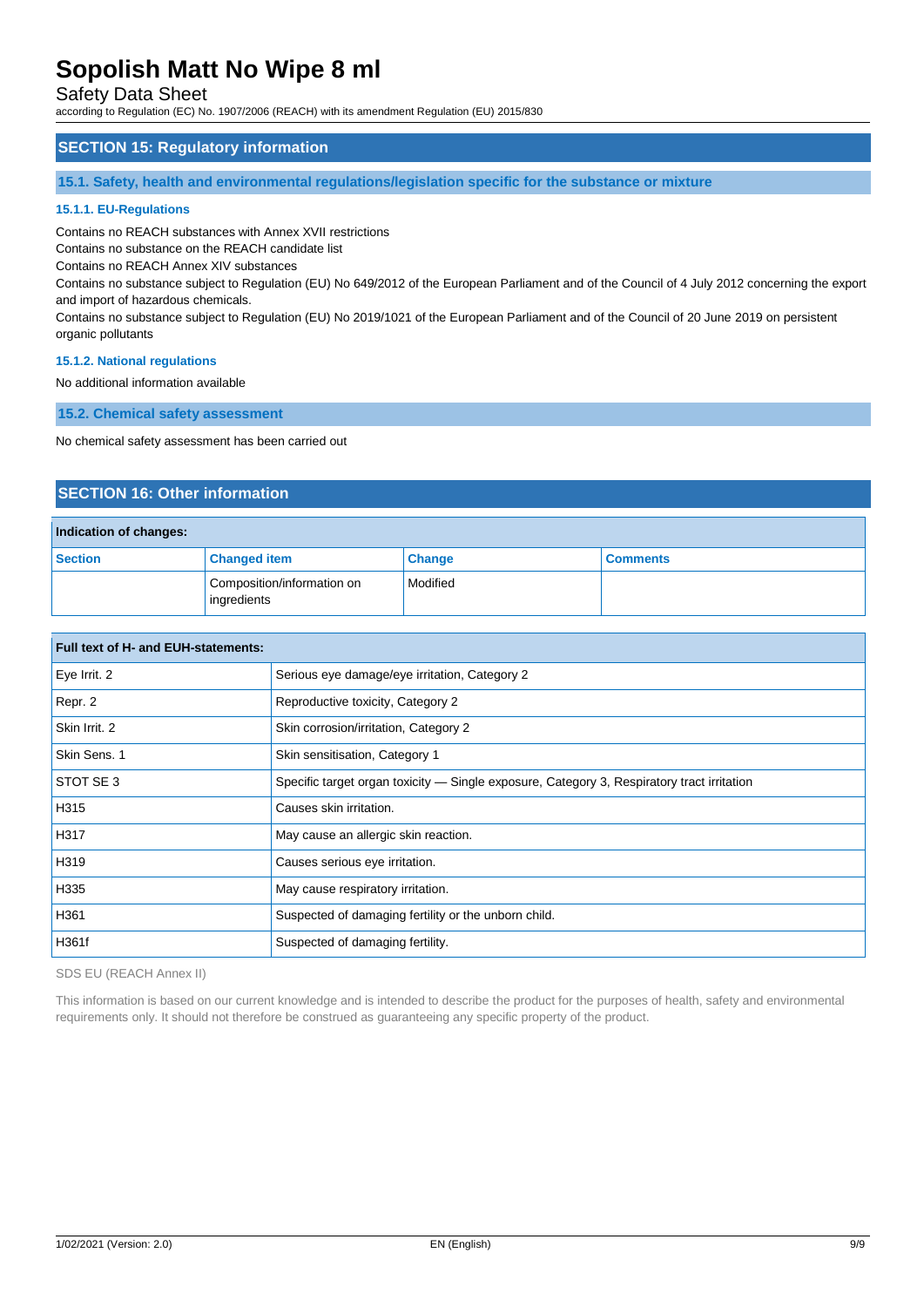## SECTION 15: Regulatory information

### 15.1. Safety, health and environmental regulations/legislation specific for the substance or mixture

#### 15.1.1. EU-Regulations

Contains no REACH substances with Annex XVII restrictions

Contains no substance on the REACH candidate list

Contains no REACH Annex XIV substances

Contains no substance subject to Regulation (EU) No 649/2012 of the European Parliament and of the Council of 4 July 2012 concerning the export and import of hazardous chemicals.

Contains no substance subject to Regulation (EU) No 2019/1021 of the European Parliament and of the Council of 20 June 2019 on persistent organic pollutants

#### 15.1.2. National regulations

No additional information available

### 15.2. Chemical safety assessment

No chemical safety assessment has been carried out

## SECTION 16: Other information

**Indication of changes:**

| Section | Changed item | Change | Comments |
|---|---|---|---|
| | Composition/information on ingredients | Modified | |

**Full text of H- and EUH-statements:**

| | |
|---|---|
| Eye Irrit. 2 | Serious eye damage/eye irritation, Category 2 |
| Repr. 2 | Reproductive toxicity, Category 2 |
| Skin Irrit. 2 | Skin corrosion/irritation, Category 2 |
| Skin Sens. 1 | Skin sensitisation, Category 1 |
| STOT SE 3 | Specific target organ toxicity — Single exposure, Category 3, Respiratory tract irritation |
| H315 | Causes skin irritation. |
| H317 | May cause an allergic skin reaction. |
| H319 | Causes serious eye irritation. |
| H335 | May cause respiratory irritation. |
| H361 | Suspected of damaging fertility or the unborn child. |
| H361f | Suspected of damaging fertility. |

SDS EU (REACH Annex II)

This information is based on our current knowledge and is intended to describe the product for the purposes of health, safety and environmental requirements only. It should not therefore be construed as guaranteeing any specific property of the product.